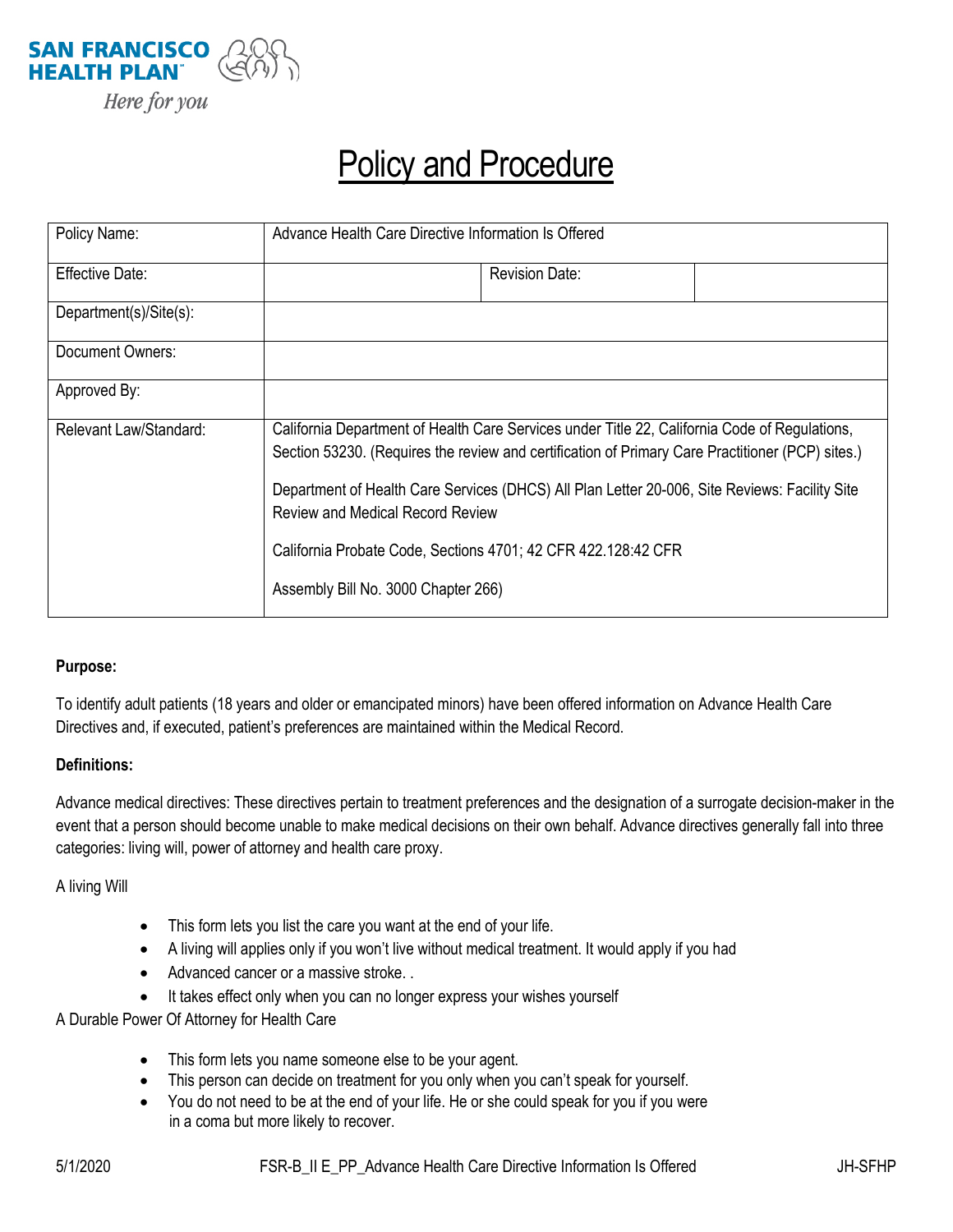SAN FRANCISCO HEALTH PLAN

*Here for you*

# Policy and Procedure

| Policy Name: | Advance Health Care Directive Information Is Offered | | |
|---|---|---|---|
| Effective Date: | | Revision Date: | |
| Department(s)/Site(s): | | | |
| Document Owners: | | | |
| Approved By: | | | |
| Relevant Law/Standard: | California Department of Health Care Services under Title 22, California Code of Regulations, Section 53230. (Requires the review and certification of Primary Care Practitioner (PCP) sites.)<br><br>Department of Health Care Services (DHCS) All Plan Letter 20-006, Site Reviews: Facility Site Review and Medical Record Review<br><br>California Probate Code, Sections 4701; 42 CFR 422.128:42 CFR<br><br>Assembly Bill No. 3000 Chapter 266) | | |

**Purpose:**

To identify adult patients (18 years and older or emancipated minors) have been offered information on Advance Health Care Directives and, if executed, patient's preferences are maintained within the Medical Record.

**Definitions:**

Advance medical directives: These directives pertain to treatment preferences and the designation of a surrogate decision-maker in the event that a person should become unable to make medical decisions on their own behalf. Advance directives generally fall into three categories: living will, power of attorney and health care proxy.

A living Will

- This form lets you list the care you want at the end of your life.
- A living will applies only if you won't live without medical treatment. It would apply if you had
- Advanced cancer or a massive stroke. .
- It takes effect only when you can no longer express your wishes yourself

A Durable Power Of Attorney for Health Care

- This form lets you name someone else to be your agent.
- This person can decide on treatment for you only when you can't speak for yourself.
- You do not need to be at the end of your life. He or she could speak for you if you were in a coma but more likely to recover.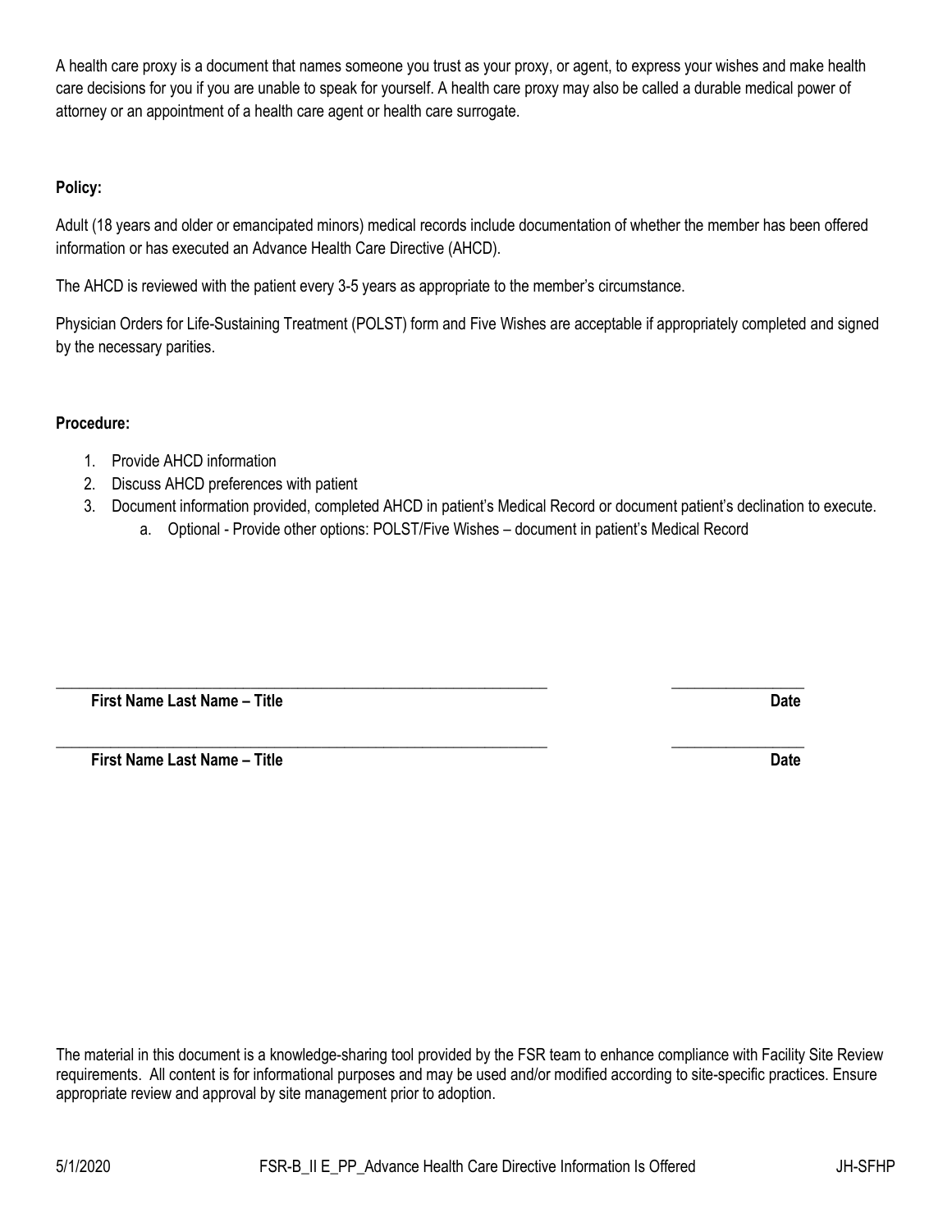A health care proxy is a document that names someone you trust as your proxy, or agent, to express your wishes and make health care decisions for you if you are unable to speak for yourself. A health care proxy may also be called a durable medical power of attorney or an appointment of a health care agent or health care surrogate.

**Policy:**

Adult (18 years and older or emancipated minors) medical records include documentation of whether the member has been offered information or has executed an Advance Health Care Directive (AHCD).

The AHCD is reviewed with the patient every 3-5 years as appropriate to the member's circumstance.

Physician Orders for Life-Sustaining Treatment (POLST) form and Five Wishes are acceptable if appropriately completed and signed by the necessary parities.

**Procedure:**

1. Provide AHCD information
2. Discuss AHCD preferences with patient
3. Document information provided, completed AHCD in patient's Medical Record or document patient's declination to execute.
   a. Optional - Provide other options: POLST/Five Wishes – document in patient's Medical Record

\_\_\_\_\_\_\_\_\_\_\_\_\_\_\_\_\_\_\_\_\_\_\_\_\_\_\_\_\_\_\_\_\_\_\_\_\_\_\_\_ \_\_\_\_\_\_\_\_\_\_\_\_\_\_\_\_

**First Name Last Name – Title** **Date**

\_\_\_\_\_\_\_\_\_\_\_\_\_\_\_\_\_\_\_\_\_\_\_\_\_\_\_\_\_\_\_\_\_\_\_\_\_\_\_\_ \_\_\_\_\_\_\_\_\_\_\_\_\_\_\_\_

**First Name Last Name – Title** **Date**

The material in this document is a knowledge-sharing tool provided by the FSR team to enhance compliance with Facility Site Review requirements. All content is for informational purposes and may be used and/or modified according to site-specific practices. Ensure appropriate review and approval by site management prior to adoption.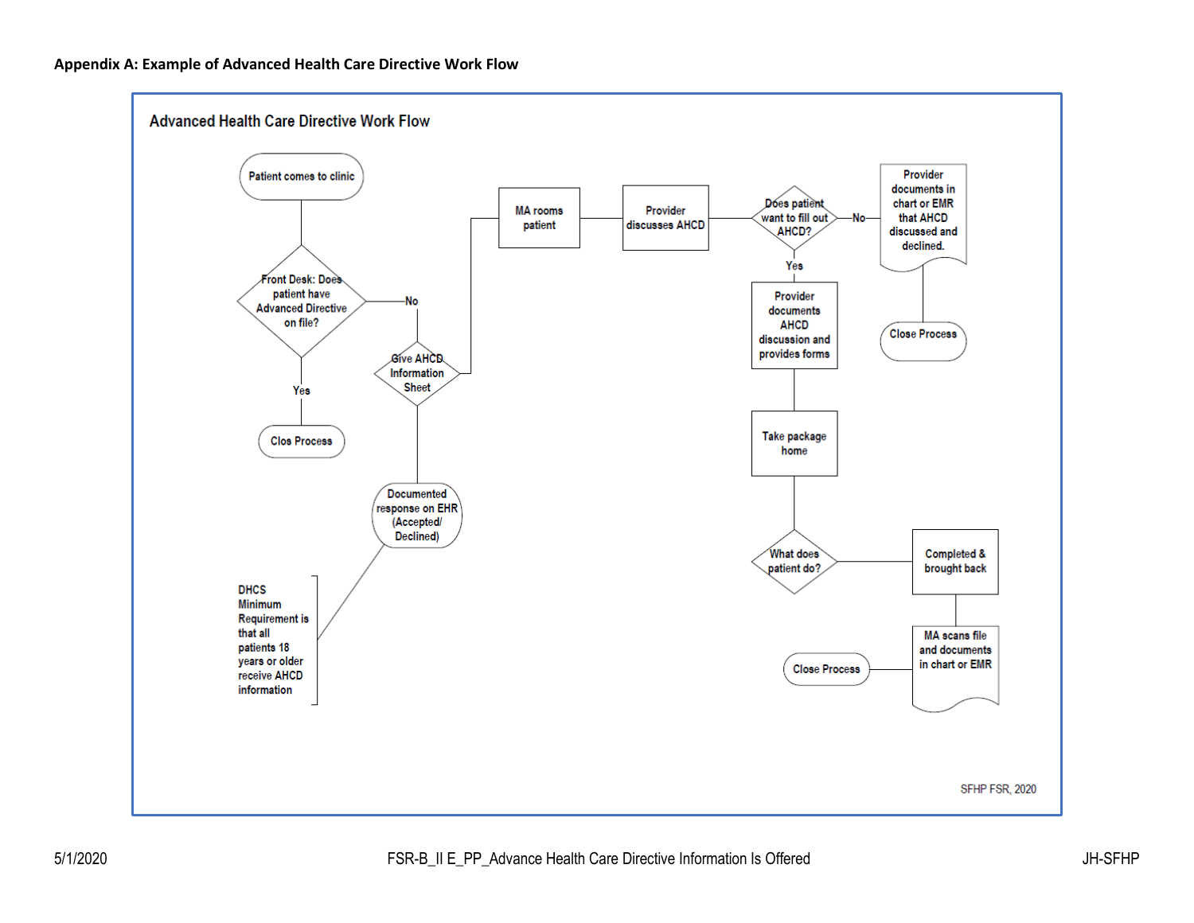**Appendix A: Example of Advanced Health Care Directive Work Flow**

Advanced Health Care Directive Work Flow

Patient comes to clinic

Front Desk: Does patient have Advanced Directive on file?

Yes

Clos Process

No

Give AHCD Information Sheet

Documented response on EHR (Accepted/ Declined)

DHCS Minimum Requirement is that all patients 18 years or older receive AHCD information

MA rooms patient

Provider discusses AHCD

Does patient want to fill out AHCD?

No

Provider documents in chart or EMR that AHCD discussed and declined.

Close Process

Yes

Provider documents AHCD discussion and provides forms

Take package home

What does patient do?

Completed & brought back

MA scans file and documents in chart or EMR

Close Process

SFHP FSR, 2020